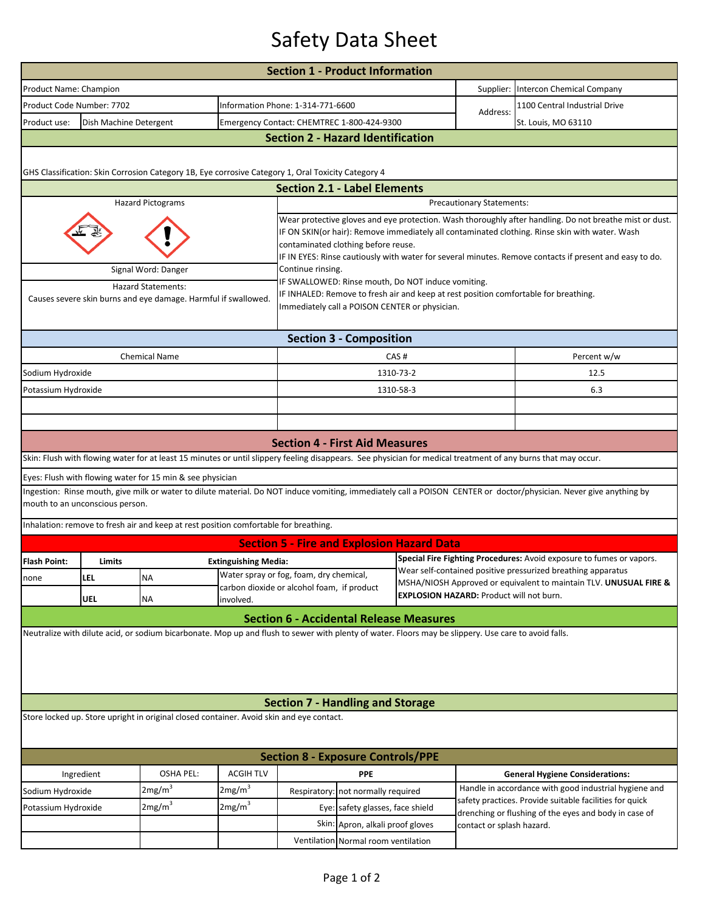# Safety Data Sheet

## Section 1 - Product Information

| | | | |
|---|---|---|---|
| Product Name: Champion | | Supplier: | Intercon Chemical Company |
| Product Code Number: 7702 | Information Phone: 1-314-771-6600 | Address: | 1100 Central Industrial Drive |
| Product use: Dish Machine Detergent | Emergency Contact: CHEMTREC 1-800-424-9300 | | St. Louis, MO 63110 |

## Section 2 - Hazard Identification

GHS Classification: Skin Corrosion Category 1B, Eye corrosive Category 1, Oral Toxicity Category 4

## Section 2.1 - Label Elements

**Hazard Pictograms**

**Signal Word:** Danger

**Hazard Statements:**
Causes severe skin burns and eye damage. Harmful if swallowed.

**Precautionary Statements:**

Wear protective gloves and eye protection. Wash thoroughly after handling. Do not breathe mist or dust.
IF ON SKIN(or hair): Remove immediately all contaminated clothing. Rinse skin with water. Wash contaminated clothing before reuse.
IF IN EYES: Rinse cautiously with water for several minutes. Remove contacts if present and easy to do. Continue rinsing.
IF SWALLOWED: Rinse mouth, Do NOT induce vomiting.
IF INHALED: Remove to fresh air and keep at rest position comfortable for breathing.
Immediately call a POISON CENTER or physician.

## Section 3 - Composition

| Chemical Name | CAS # | Percent w/w |
|---|---|---|
| Sodium Hydroxide | 1310-73-2 | 12.5 |
| Potassium Hydroxide | 1310-58-3 | 6.3 |

## Section 4 - First Aid Measures

Skin: Flush with flowing water for at least 15 minutes or until slippery feeling disappears. See physician for medical treatment of any burns that may occur.

Eyes: Flush with flowing water for 15 min & see physician

Ingestion: Rinse mouth, give milk or water to dilute material. Do NOT induce vomiting, immediately call a POISON CENTER or doctor/physician. Never give anything by mouth to an unconscious person.

Inhalation: remove to fresh air and keep at rest position comfortable for breathing.

## Section 5 - Fire and Explosion Hazard Data

| Flash Point: | Limits | | Extinguishing Media: |
|---|---|---|---|
| none | LEL | NA | Water spray or fog, foam, dry chemical, carbon dioxide or alcohol foam, if product involved. |
| | UEL | NA | |

**Special Fire Fighting Procedures:** Avoid exposure to fumes or vapors. Wear self-contained positive pressurized breathing apparatus MSHA/NIOSH Approved or equivalent to maintain TLV. **UNUSUAL FIRE & EXPLOSION HAZARD:** Product will not burn.

## Section 6 - Accidental Release Measures

Neutralize with dilute acid, or sodium bicarbonate. Mop up and flush to sewer with plenty of water. Floors may be slippery. Use care to avoid falls.

## Section 7 - Handling and Storage

Store locked up. Store upright in original closed container. Avoid skin and eye contact.

## Section 8 - Exposure Controls/PPE

| Ingredient | OSHA PEL: | ACGIH TLV | PPE | |
|---|---|---|---|---|
| Sodium Hydroxide | 2mg/m$^3$ | 2mg/m$^3$ | Respiratory: | not normally required |
| Potassium Hydroxide | 2mg/m$^3$ | 2mg/m$^3$ | Eye: | safety glasses, face shield |
| | | | Skin: | Apron, alkali proof gloves |
| | | | Ventilation | Normal room ventilation |

**General Hygiene Considerations:**
Handle in accordance with good industrial hygiene and safety practices. Provide suitable facilities for quick drenching or flushing of the eyes and body in case of contact or splash hazard.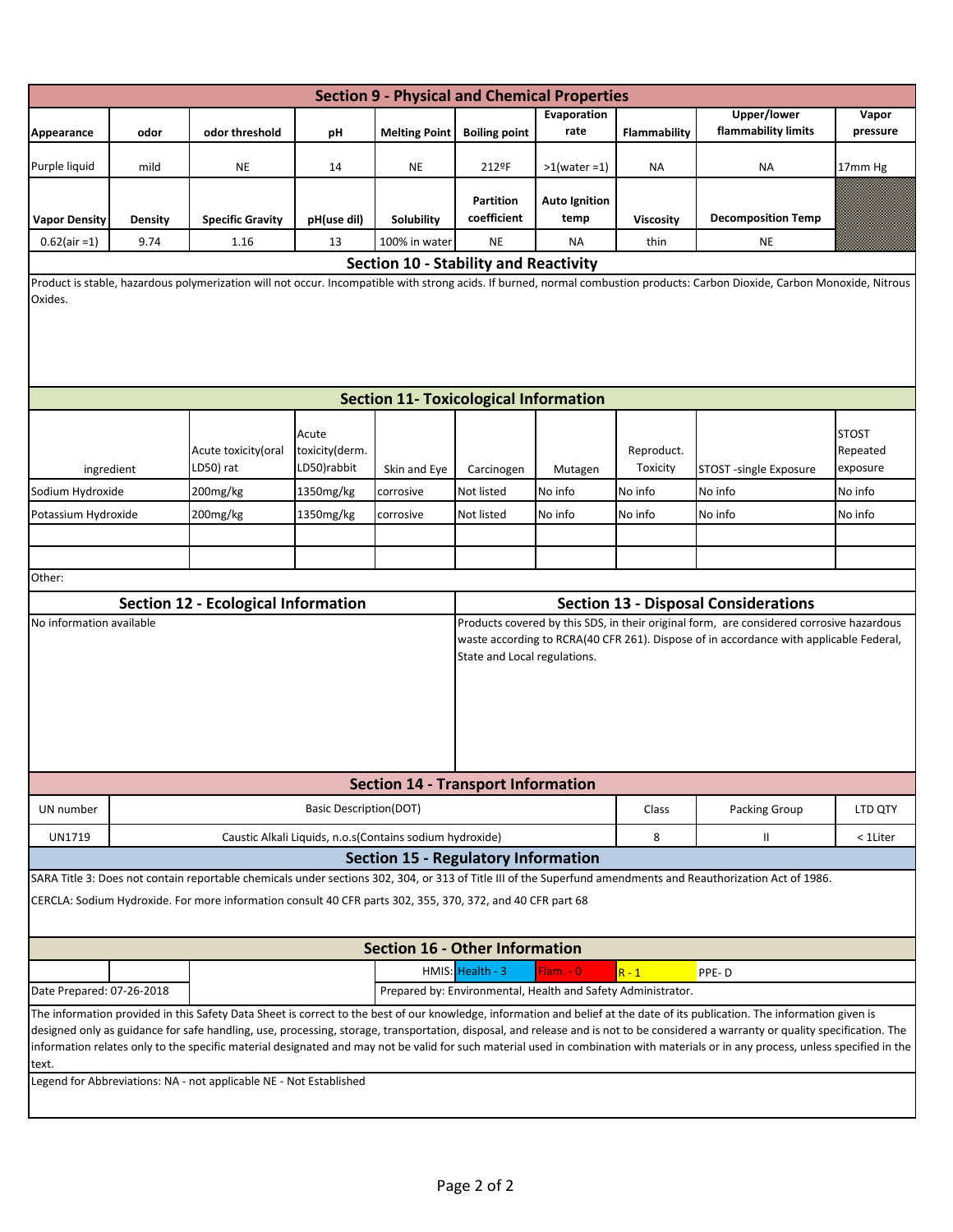## Section 9 - Physical and Chemical Properties

| Appearance | odor | odor threshold | pH | Melting Point | Boiling point | Evaporation rate | Flammability | Upper/lower flammability limits | Vapor pressure |
|---|---|---|---|---|---|---|---|---|---|
| Purple liquid | mild | NE | 14 | NE | 212ºF | >1(water =1) | NA | NA | 17mm Hg |
| **Vapor Density** | **Density** | **Specific Gravity** | **pH(use dil)** | **Solubility** | **Partition coefficient** | **Auto Ignition temp** | **Viscosity** | **Decomposition Temp** | |
| 0.62(air =1) | 9.74 | 1.16 | 13 | 100% in water | NE | NA | thin | NE | |

## Section 10 - Stability and Reactivity

Product is stable, hazardous polymerization will not occur. Incompatible with strong acids. If burned, normal combustion products: Carbon Dioxide, Carbon Monoxide, Nitrous Oxides.

## Section 11- Toxicological Information

| ingredient | Acute toxicity(oral LD50) rat | Acute toxicity(derm. LD50)rabbit | Skin and Eye | Carcinogen | Mutagen | Reproduct. Toxicity | STOST -single Exposure | STOST Repeated exposure |
|---|---|---|---|---|---|---|---|---|
| Sodium Hydroxide | 200mg/kg | 1350mg/kg | corrosive | Not listed | No info | No info | No info | No info |
| Potassium Hydroxide | 200mg/kg | 1350mg/kg | corrosive | Not listed | No info | No info | No info | No info |
| | | | | | | | | |
| | | | | | | | | |

Other:

## Section 12 - Ecological Information

No information available

## Section 13 - Disposal Considerations

Products covered by this SDS, in their original form, are considered corrosive hazardous waste according to RCRA(40 CFR 261). Dispose of in accordance with applicable Federal, State and Local regulations.

## Section 14 - Transport Information

| UN number | Basic Description(DOT) | Class | Packing Group | LTD QTY |
|---|---|---|---|---|
| UN1719 | Caustic Alkali Liquids, n.o.s(Contains sodium hydroxide) | 8 | II | < 1Liter |

## Section 15 - Regulatory Information

SARA Title 3: Does not contain reportable chemicals under sections 302, 304, or 313 of Title III of the Superfund amendments and Reauthorization Act of 1986.

CERCLA: Sodium Hydroxide. For more information consult 40 CFR parts 302, 355, 370, 372, and 40 CFR part 68

## Section 16 - Other Information

HMIS: Health - 3 | Flam. - 0 | R - 1 | PPE- D

Date Prepared: 07-26-2018

Prepared by: Environmental, Health and Safety Administrator.

The information provided in this Safety Data Sheet is correct to the best of our knowledge, information and belief at the date of its publication. The information given is designed only as guidance for safe handling, use, processing, storage, transportation, disposal, and release and is not to be considered a warranty or quality specification. The information relates only to the specific material designated and may not be valid for such material used in combination with materials or in any process, unless specified in the text.

Legend for Abbreviations: NA - not applicable NE - Not Established